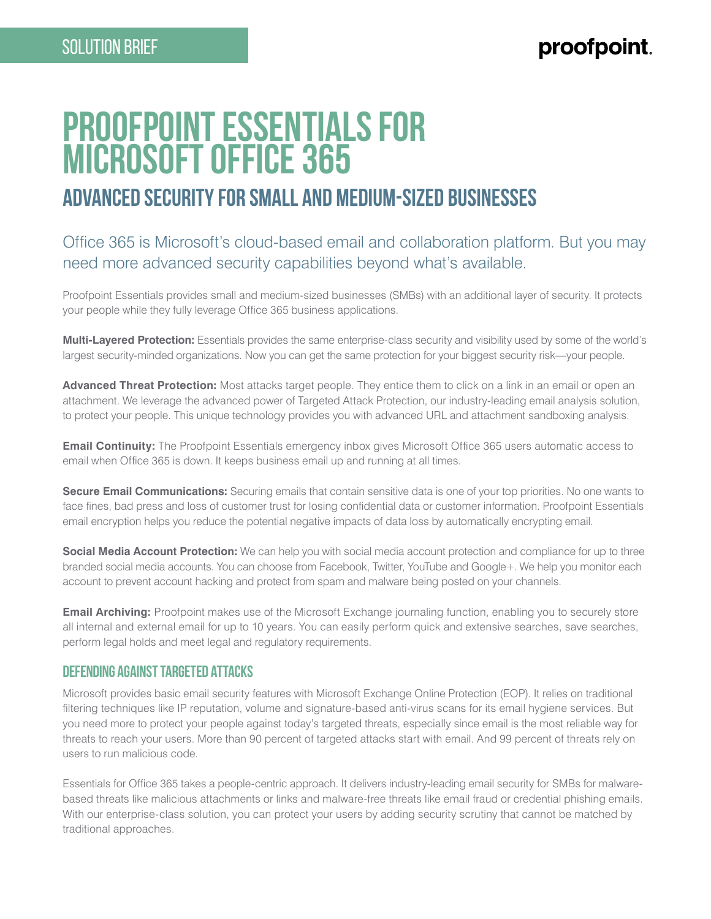SOLUTION BRIEF

# PROOFPOINT ESSENTIALS FOR MICROSOFT OFFICE 365

## ADVANCED SECURITY FOR SMALL AND MEDIUM-SIZED BUSINESSES

Office 365 is Microsoft's cloud-based email and collaboration platform. But you may need more advanced security capabilities beyond what's available.

Proofpoint Essentials provides small and medium-sized businesses (SMBs) with an additional layer of security. It protects your people while they fully leverage Office 365 business applications.

**Multi-Layered Protection:** Essentials provides the same enterprise-class security and visibility used by some of the world's largest security-minded organizations. Now you can get the same protection for your biggest security risk—your people.

**Advanced Threat Protection:** Most attacks target people. They entice them to click on a link in an email or open an attachment. We leverage the advanced power of Targeted Attack Protection, our industry-leading email analysis solution, to protect your people. This unique technology provides you with advanced URL and attachment sandboxing analysis.

**Email Continuity:** The Proofpoint Essentials emergency inbox gives Microsoft Office 365 users automatic access to email when Office 365 is down. It keeps business email up and running at all times.

**Secure Email Communications:** Securing emails that contain sensitive data is one of your top priorities. No one wants to face fines, bad press and loss of customer trust for losing confidential data or customer information. Proofpoint Essentials email encryption helps you reduce the potential negative impacts of data loss by automatically encrypting email.

**Social Media Account Protection:** We can help you with social media account protection and compliance for up to three branded social media accounts. You can choose from Facebook, Twitter, YouTube and Google+. We help you monitor each account to prevent account hacking and protect from spam and malware being posted on your channels.

**Email Archiving:** Proofpoint makes use of the Microsoft Exchange journaling function, enabling you to securely store all internal and external email for up to 10 years. You can easily perform quick and extensive searches, save searches, perform legal holds and meet legal and regulatory requirements.

### DEFENDING AGAINST TARGETED ATTACKS

Microsoft provides basic email security features with Microsoft Exchange Online Protection (EOP). It relies on traditional filtering techniques like IP reputation, volume and signature-based anti-virus scans for its email hygiene services. But you need more to protect your people against today's targeted threats, especially since email is the most reliable way for threats to reach your users. More than 90 percent of targeted attacks start with email. And 99 percent of threats rely on users to run malicious code.

Essentials for Office 365 takes a people-centric approach. It delivers industry-leading email security for SMBs for malware-based threats like malicious attachments or links and malware-free threats like email fraud or credential phishing emails. With our enterprise-class solution, you can protect your users by adding security scrutiny that cannot be matched by traditional approaches.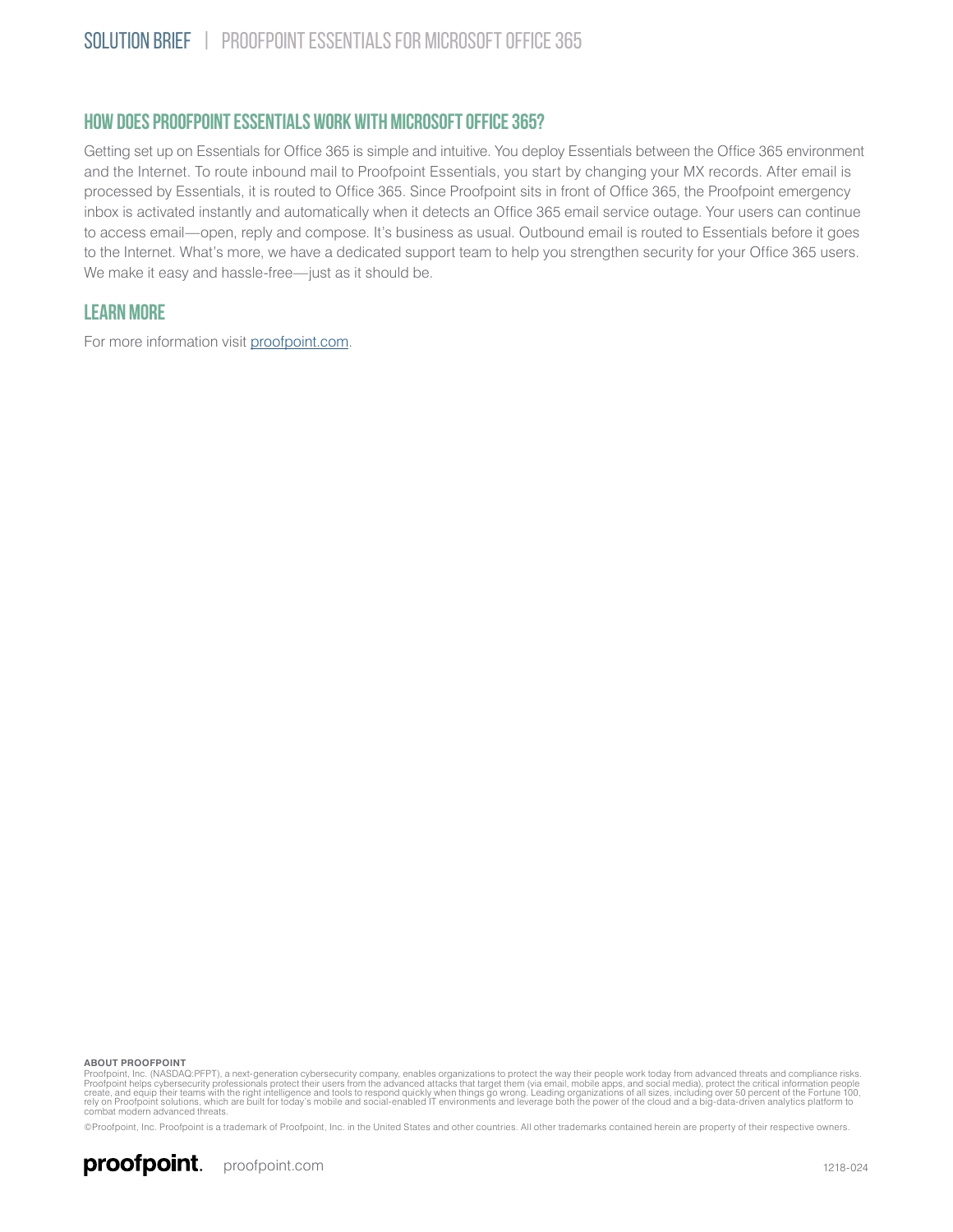## HOW DOES PROOFPOINT ESSENTIALS WORK WITH MICROSOFT OFFICE 365?

Getting set up on Essentials for Office 365 is simple and intuitive. You deploy Essentials between the Office 365 environment and the Internet. To route inbound mail to Proofpoint Essentials, you start by changing your MX records. After email is processed by Essentials, it is routed to Office 365. Since Proofpoint sits in front of Office 365, the Proofpoint emergency inbox is activated instantly and automatically when it detects an Office 365 email service outage. Your users can continue to access email—open, reply and compose. It's business as usual. Outbound email is routed to Essentials before it goes to the Internet. What's more, we have a dedicated support team to help you strengthen security for your Office 365 users. We make it easy and hassle-free—just as it should be.

## LEARN MORE

For more information visit proofpoint.com.

**ABOUT PROOFPOINT**

Proofpoint, Inc. (NASDAQ:PFPT), a next-generation cybersecurity company, enables organizations to protect the way their people work today from advanced threats and compliance risks. Proofpoint helps cybersecurity professionals protect their users from the advanced attacks that target them (via email, mobile apps, and social media), protect the critical information people create, and equip their teams with the right intelligence and tools to respond quickly when things go wrong. Leading organizations of all sizes, including over 50 percent of the Fortune 100, rely on Proofpoint solutions, which are built for today's mobile and social-enabled IT environments and leverage both the power of the cloud and a big-data-driven analytics platform to combat modern advanced threats.

©Proofpoint, Inc. Proofpoint is a trademark of Proofpoint, Inc. in the United States and other countries. All other trademarks contained herein are property of their respective owners.

proofpoint. proofpoint.com

1218-024